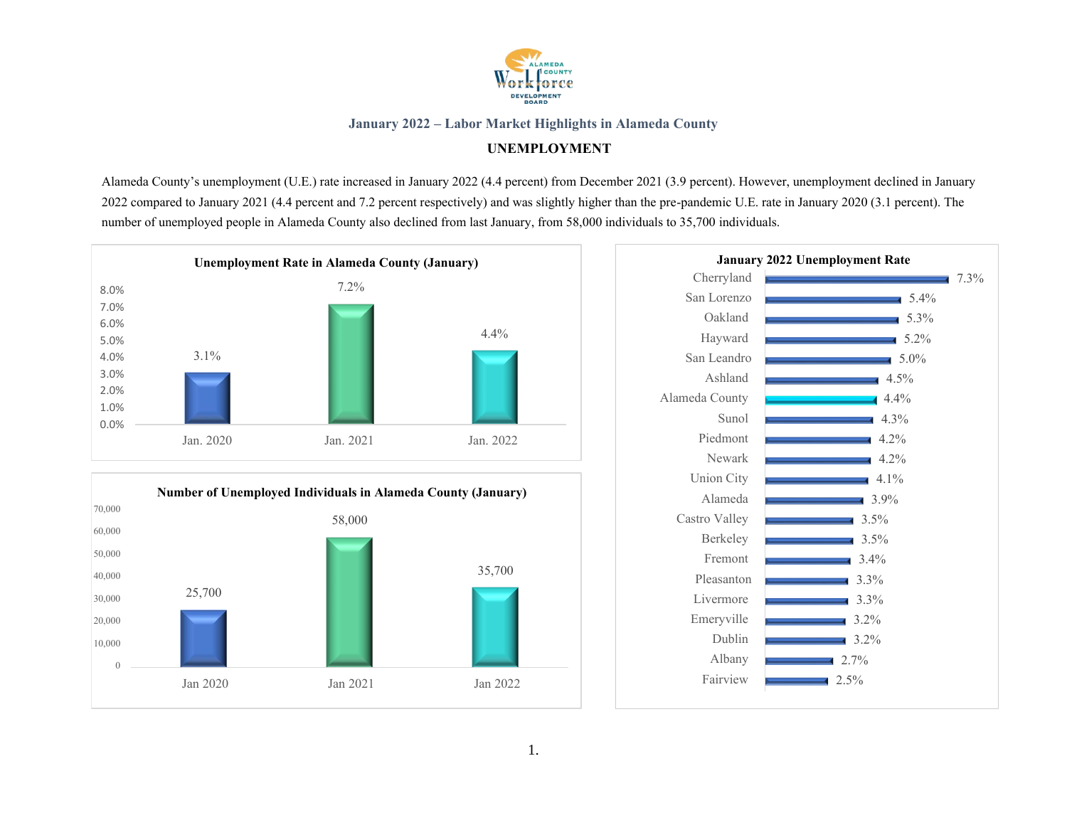# January 2022 – Labor Market Highlights in Alameda County

## UNEMPLOYMENT

Alameda County's unemployment (U.E.) rate increased in January 2022 (4.4 percent) from December 2021 (3.9 percent). However, unemployment declined in January 2022 compared to January 2021 (4.4 percent and 7.2 percent respectively) and was slightly higher than the pre-pandemic U.E. rate in January 2020 (3.1 percent). The number of unemployed people in Alameda County also declined from last January, from 58,000 individuals to 35,700 individuals.

**Unemployment Rate in Alameda County (January)**

| Jan. 2020 | Jan. 2021 | Jan. 2022 |
|---|---|---|
| 3.1% | 7.2% | 4.4% |

**Number of Unemployed Individuals in Alameda County (January)**

| Jan 2020 | Jan 2021 | Jan 2022 |
|---|---|---|
| 25,700 | 58,000 | 35,700 |

**January 2022 Unemployment Rate**

| Area | Rate |
|---|---|
| Cherryland | 7.3% |
| San Lorenzo | 5.4% |
| Oakland | 5.3% |
| Hayward | 5.2% |
| San Leandro | 5.0% |
| Ashland | 4.5% |
| Alameda County | 4.4% |
| Sunol | 4.3% |
| Piedmont | 4.2% |
| Newark | 4.2% |
| Union City | 4.1% |
| Alameda | 3.9% |
| Castro Valley | 3.5% |
| Berkeley | 3.5% |
| Fremont | 3.4% |
| Pleasanton | 3.3% |
| Livermore | 3.3% |
| Emeryville | 3.2% |
| Dublin | 3.2% |
| Albany | 2.7% |
| Fairview | 2.5% |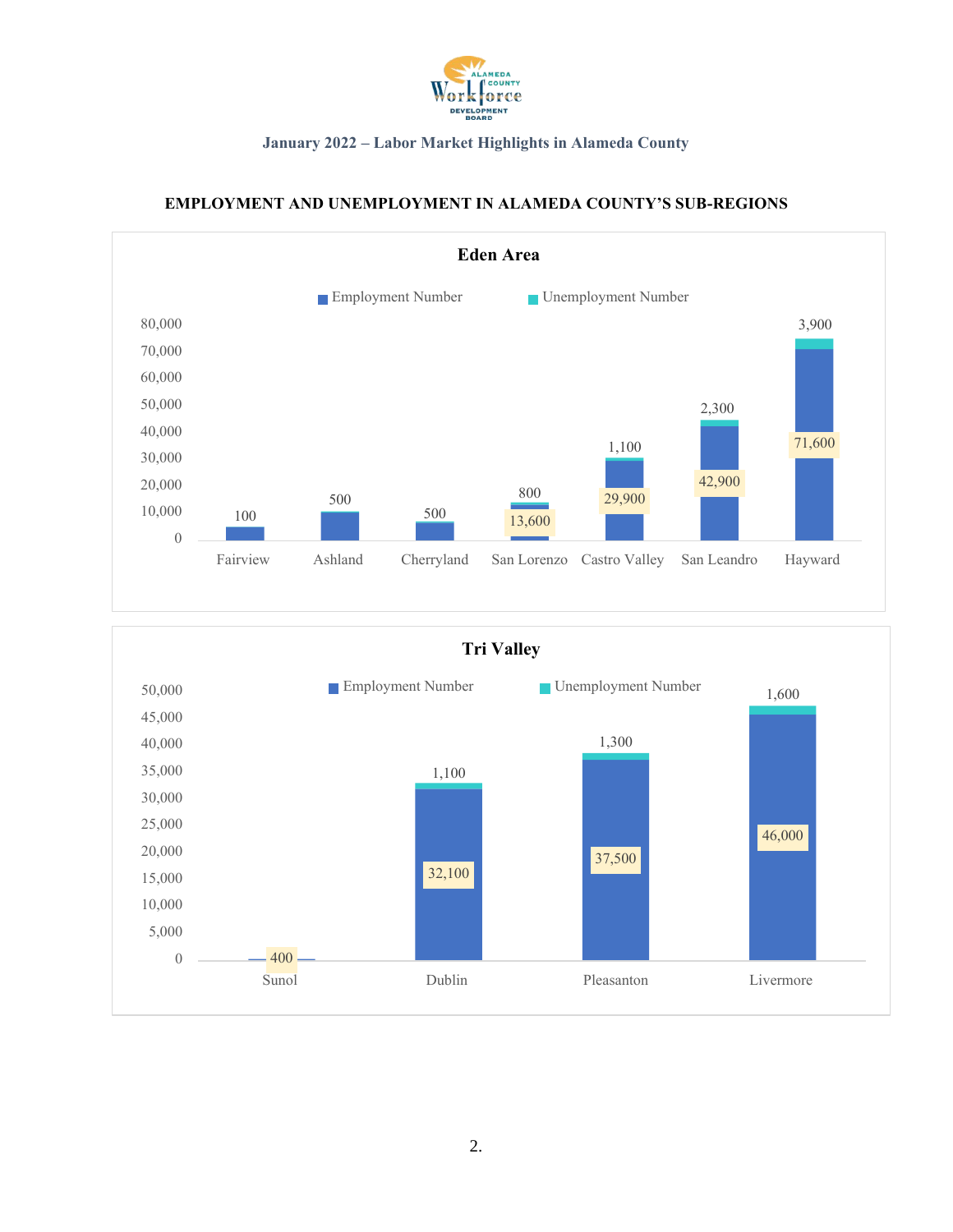January 2022 – Labor Market Highlights in Alameda County

## EMPLOYMENT AND UNEMPLOYMENT IN ALAMEDA COUNTY'S SUB-REGIONS

### Eden Area

| Area | Employment Number | Unemployment Number |
|---|---|---|
| Fairview | | 100 |
| Ashland | | 500 |
| Cherryland | | 500 |
| San Lorenzo | 13,600 | 800 |
| Castro Valley | 29,900 | 1,100 |
| San Leandro | 42,900 | 2,300 |
| Hayward | 71,600 | 3,900 |

### Tri Valley

| Area | Employment Number | Unemployment Number |
|---|---|---|
| Sunol | 400 | |
| Dublin | 32,100 | 1,100 |
| Pleasanton | 37,500 | 1,300 |
| Livermore | 46,000 | 1,600 |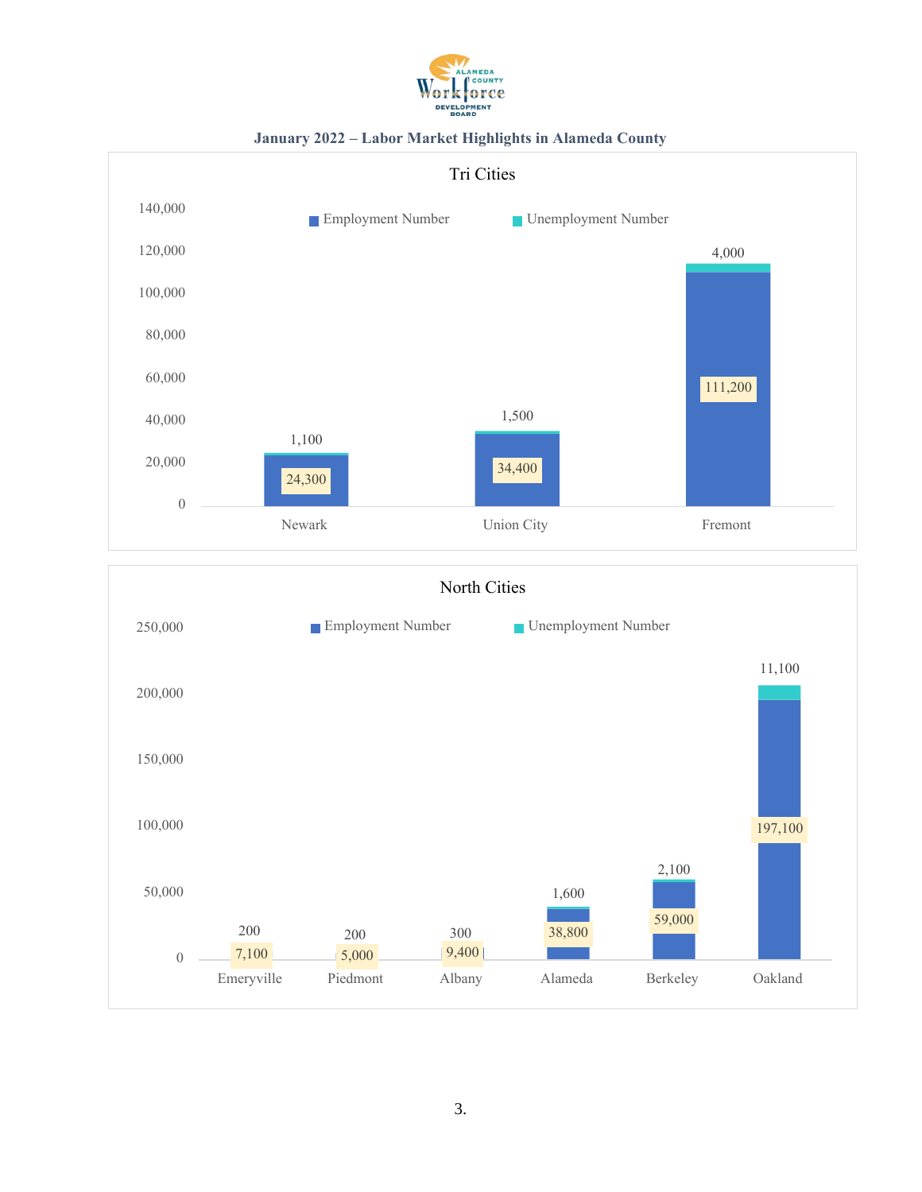## January 2022 – Labor Market Highlights in Alameda County

### Tri Cities

| City | Employment Number | Unemployment Number |
|---|---|---|
| Newark | 24,300 | 1,100 |
| Union City | 34,400 | 1,500 |
| Fremont | 111,200 | 4,000 |

### North Cities

| City | Employment Number | Unemployment Number |
|---|---|---|
| Emeryville | 7,100 | 200 |
| Piedmont | 5,000 | 200 |
| Albany | 9,400 | 300 |
| Alameda | 38,800 | 1,600 |
| Berkeley | 59,000 | 2,100 |
| Oakland | 197,100 | 11,100 |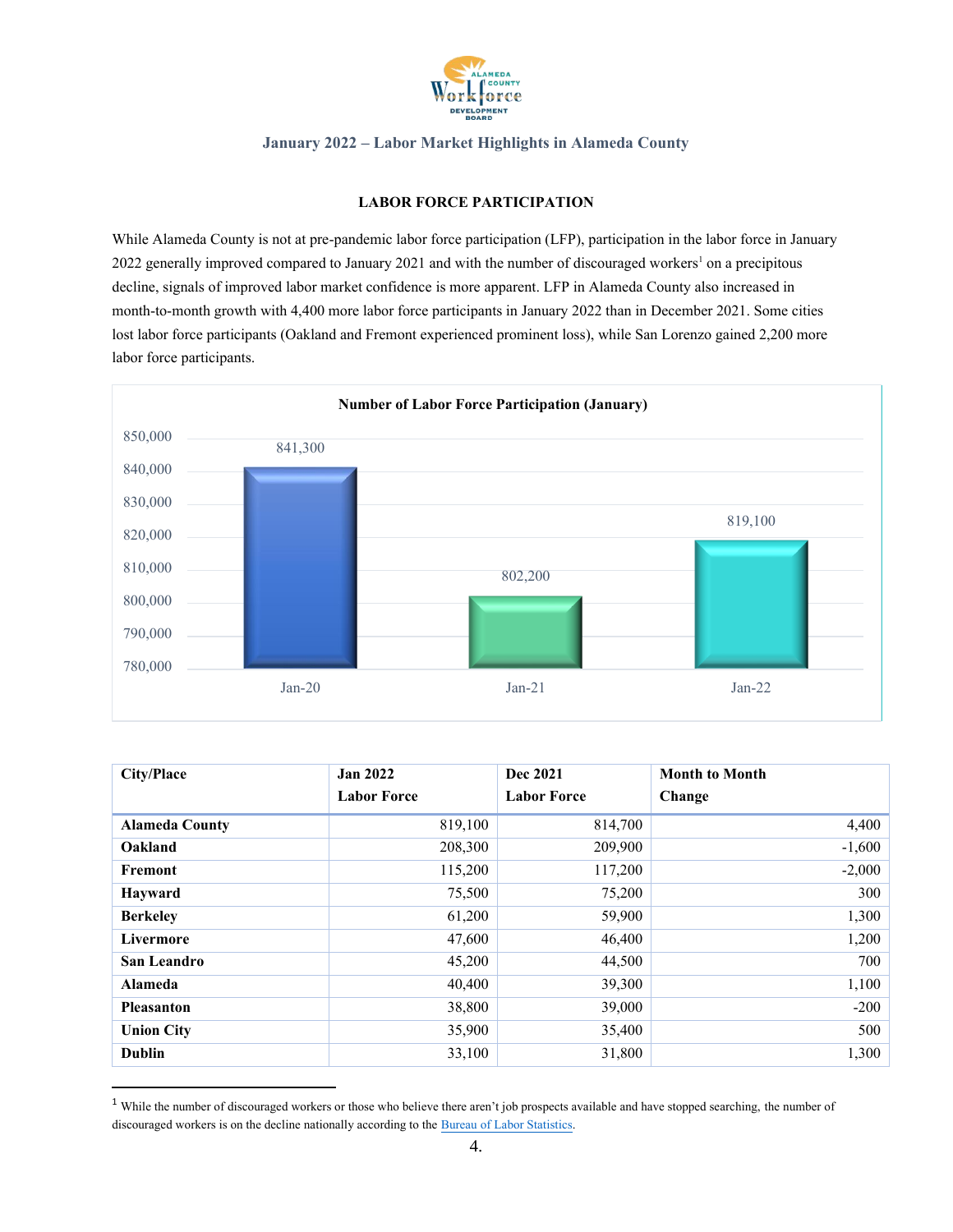### January 2022 – Labor Market Highlights in Alameda County

**LABOR FORCE PARTICIPATION**

While Alameda County is not at pre-pandemic labor force participation (LFP), participation in the labor force in January 2022 generally improved compared to January 2021 and with the number of discouraged workers[1] on a precipitous decline, signals of improved labor market confidence is more apparent. LFP in Alameda County also increased in month-to-month growth with 4,400 more labor force participants in January 2022 than in December 2021. Some cities lost labor force participants (Oakland and Fremont experienced prominent loss), while San Lorenzo gained 2,200 more labor force participants.

**Number of Labor Force Participation (January)**

| | Jan-20 | Jan-21 | Jan-22 |
|---|---|---|---|
| Labor Force Participation | 841,300 | 802,200 | 819,100 |

| City/Place | Jan 2022 Labor Force | Dec 2021 Labor Force | Month to Month Change |
|---|---|---|---|
| **Alameda County** | 819,100 | 814,700 | 4,400 |
| **Oakland** | 208,300 | 209,900 | -1,600 |
| **Fremont** | 115,200 | 117,200 | -2,000 |
| **Hayward** | 75,500 | 75,200 | 300 |
| **Berkeley** | 61,200 | 59,900 | 1,300 |
| **Livermore** | 47,600 | 46,400 | 1,200 |
| **San Leandro** | 45,200 | 44,500 | 700 |
| **Alameda** | 40,400 | 39,300 | 1,100 |
| **Pleasanton** | 38,800 | 39,000 | -200 |
| **Union City** | 35,900 | 35,400 | 500 |
| **Dublin** | 33,100 | 31,800 | 1,300 |

[1] While the number of discouraged workers or those who believe there aren't job prospects available and have stopped searching, the number of discouraged workers is on the decline nationally according to the Bureau of Labor Statistics.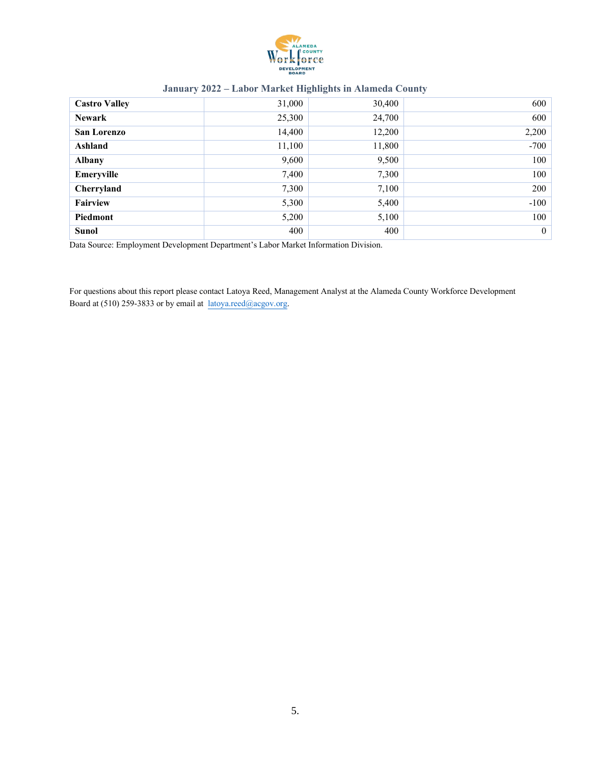| | | | |
|---|---|---|---|
| **Castro Valley** | 31,000 | 30,400 | 600 |
| **Newark** | 25,300 | 24,700 | 600 |
| **San Lorenzo** | 14,400 | 12,200 | 2,200 |
| **Ashland** | 11,100 | 11,800 | -700 |
| **Albany** | 9,600 | 9,500 | 100 |
| **Emeryville** | 7,400 | 7,300 | 100 |
| **Cherryland** | 7,300 | 7,100 | 200 |
| **Fairview** | 5,300 | 5,400 | -100 |
| **Piedmont** | 5,200 | 5,100 | 100 |
| **Sunol** | 400 | 400 | 0 |

Data Source: Employment Development Department's Labor Market Information Division.

For questions about this report please contact Latoya Reed, Management Analyst at the Alameda County Workforce Development Board at (510) 259-3833 or by email at latoya.reed@acgov.org.